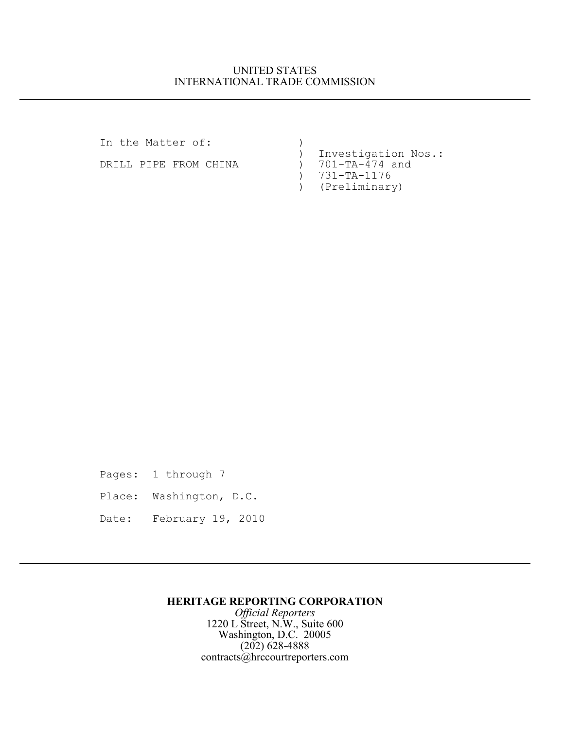UNITED STATES
INTERNATIONAL TRADE COMMISSION

---

```
In the Matter of:             )
                              )  Investigation Nos.:
DRILL PIPE FROM CHINA         )  701-TA-474 and
                              )  731-TA-1176
                              )  (Preliminary)
```

Pages: 1 through 7

Place: Washington, D.C.

Date: February 19, 2010

---

**HERITAGE REPORTING CORPORATION**
*Official Reporters*
1220 L Street, N.W., Suite 600
Washington, D.C. 20005
(202) 628-4888
contracts@hrccourtreporters.com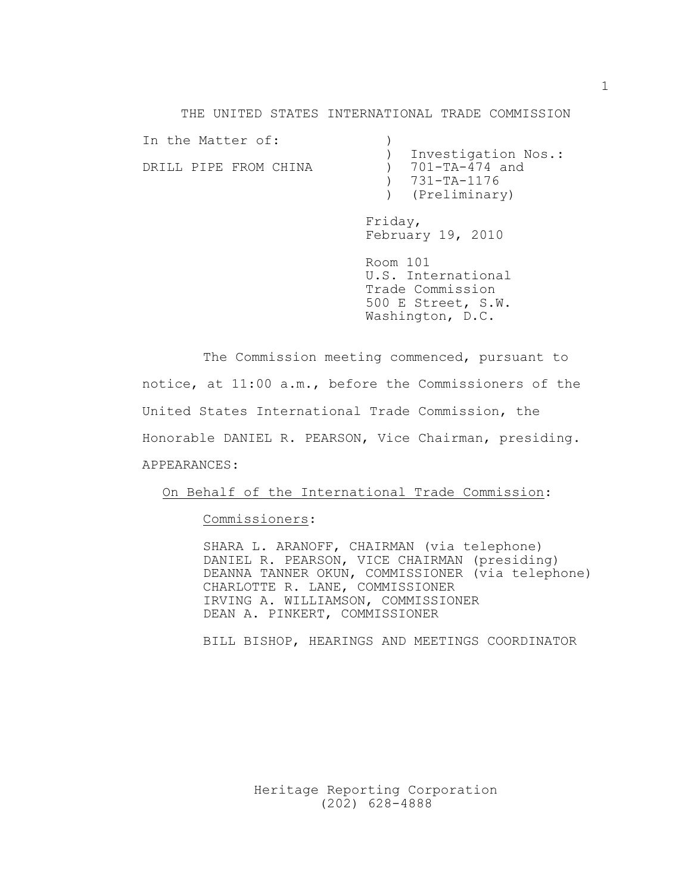THE UNITED STATES INTERNATIONAL TRADE COMMISSION

```
In the Matter of:            )
                             )  Investigation Nos.:
DRILL PIPE FROM CHINA        )  701-TA-474 and
                             )  731-TA-1176
                             )  (Preliminary)
```

Friday,
February 19, 2010

Room 101
U.S. International
Trade Commission
500 E Street, S.W.
Washington, D.C.

The Commission meeting commenced, pursuant to notice, at 11:00 a.m., before the Commissioners of the United States International Trade Commission, the Honorable DANIEL R. PEARSON, Vice Chairman, presiding.

APPEARANCES:

On Behalf of the International Trade Commission:

Commissioners:

SHARA L. ARANOFF, CHAIRMAN (via telephone)
DANIEL R. PEARSON, VICE CHAIRMAN (presiding)
DEANNA TANNER OKUN, COMMISSIONER (via telephone)
CHARLOTTE R. LANE, COMMISSIONER
IRVING A. WILLIAMSON, COMMISSIONER
DEAN A. PINKERT, COMMISSIONER

BILL BISHOP, HEARINGS AND MEETINGS COORDINATOR

Heritage Reporting Corporation
(202) 628-4888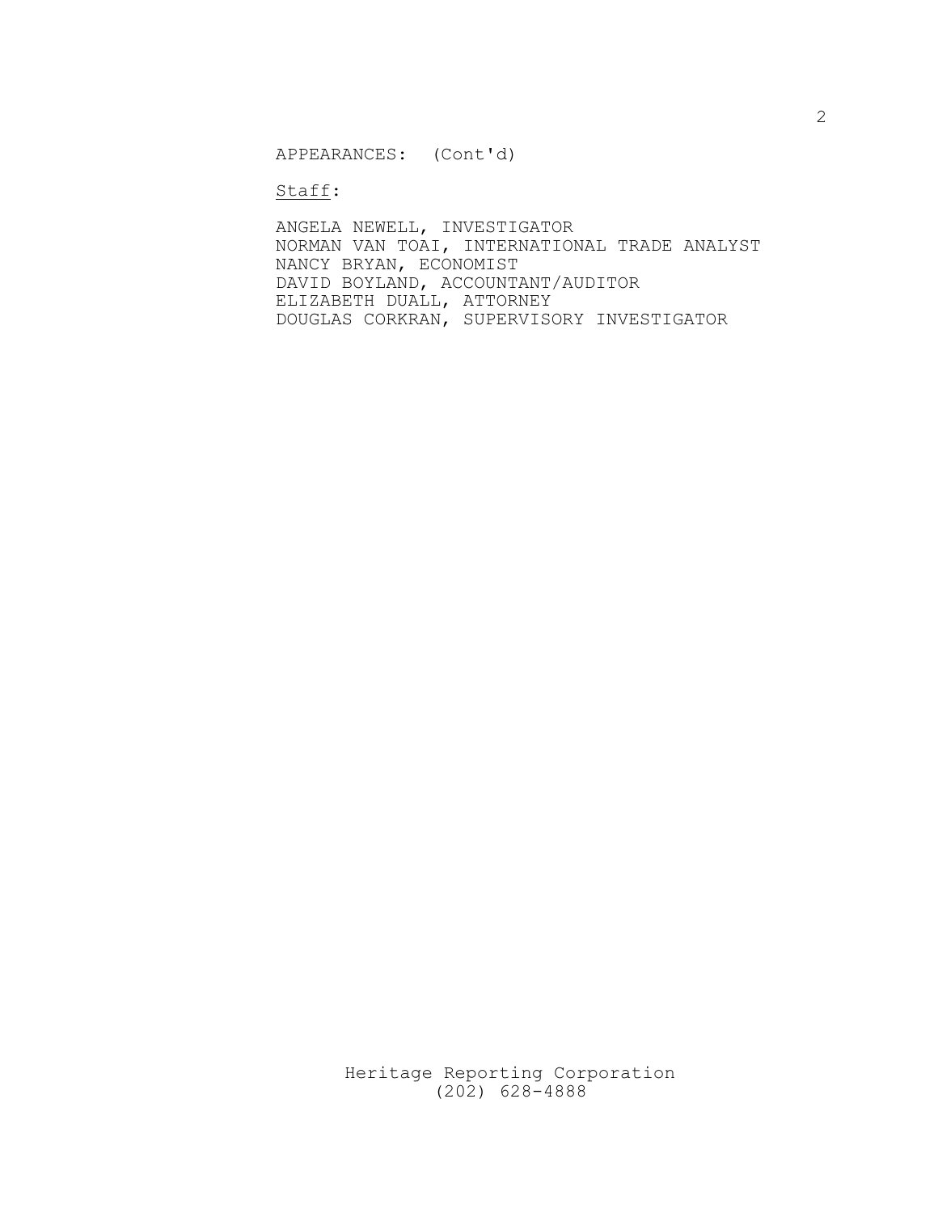APPEARANCES: (Cont'd)

Staff:

ANGELA NEWELL, INVESTIGATOR
NORMAN VAN TOAI, INTERNATIONAL TRADE ANALYST
NANCY BRYAN, ECONOMIST
DAVID BOYLAND, ACCOUNTANT/AUDITOR
ELIZABETH DUALL, ATTORNEY
DOUGLAS CORKRAN, SUPERVISORY INVESTIGATOR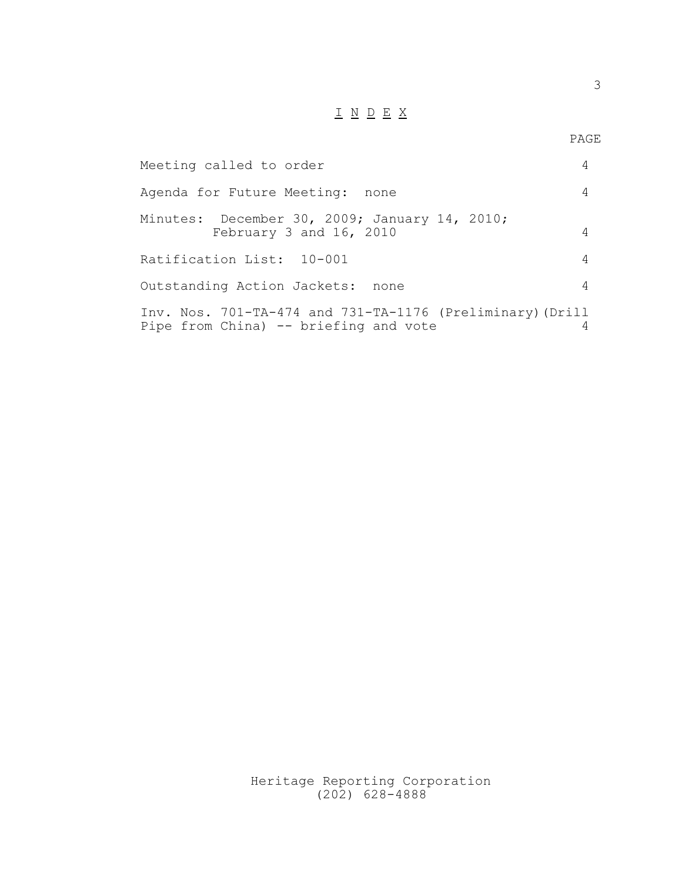# I N D E X

| | PAGE |
|---|---|
| Meeting called to order | 4 |
| Agenda for Future Meeting: none | 4 |
| Minutes: December 30, 2009; January 14, 2010; February 3 and 16, 2010 | 4 |
| Ratification List: 10-001 | 4 |
| Outstanding Action Jackets: none | 4 |
| Inv. Nos. 701-TA-474 and 731-TA-1176 (Preliminary)(Drill Pipe from China) -- briefing and vote | 4 |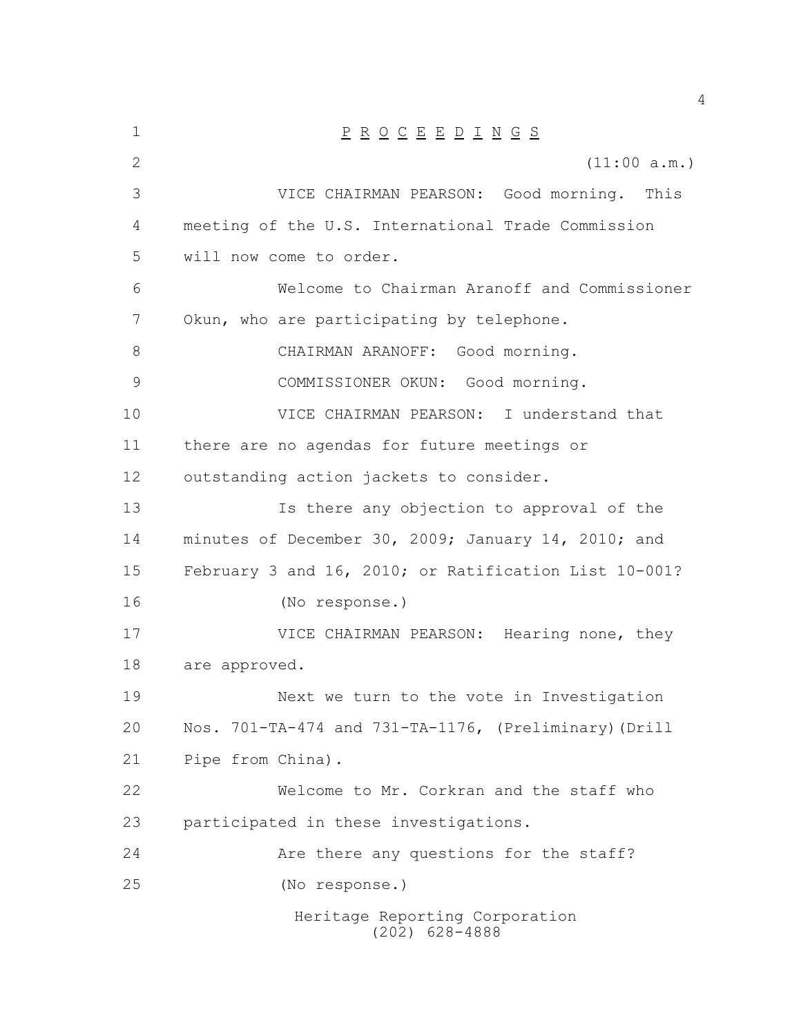# P R O C E E D I N G S

(11:00 a.m.)

VICE CHAIRMAN PEARSON: Good morning. This meeting of the U.S. International Trade Commission will now come to order.

Welcome to Chairman Aranoff and Commissioner Okun, who are participating by telephone.

CHAIRMAN ARANOFF: Good morning.

COMMISSIONER OKUN: Good morning.

VICE CHAIRMAN PEARSON: I understand that there are no agendas for future meetings or outstanding action jackets to consider.

Is there any objection to approval of the minutes of December 30, 2009; January 14, 2010; and February 3 and 16, 2010; or Ratification List 10-001?

(No response.)

VICE CHAIRMAN PEARSON: Hearing none, they are approved.

Next we turn to the vote in Investigation Nos. 701-TA-474 and 731-TA-1176, (Preliminary)(Drill Pipe from China).

Welcome to Mr. Corkran and the staff who participated in these investigations.

Are there any questions for the staff?

(No response.)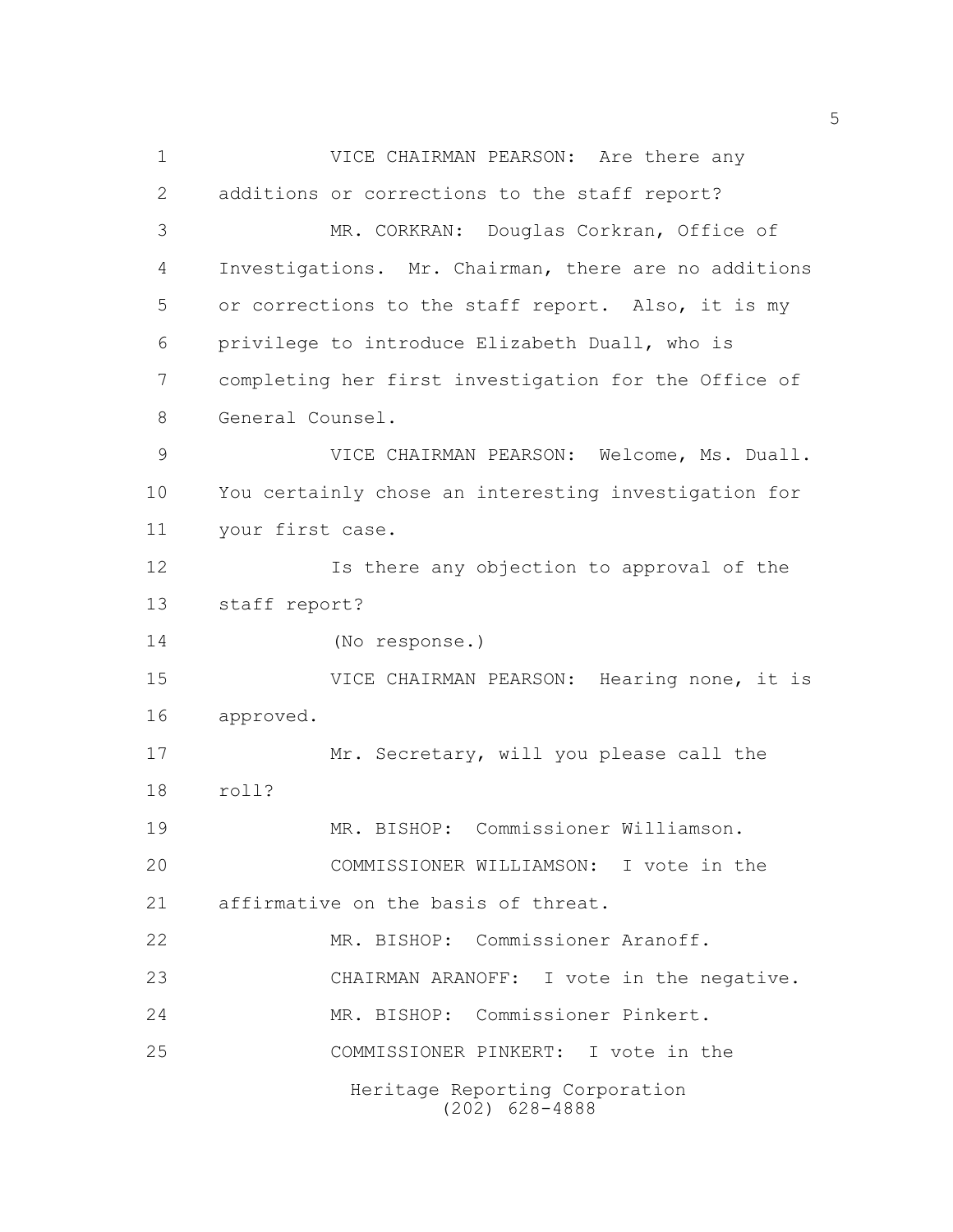VICE CHAIRMAN PEARSON: Are there any additions or corrections to the staff report?

MR. CORKRAN: Douglas Corkran, Office of Investigations. Mr. Chairman, there are no additions or corrections to the staff report. Also, it is my privilege to introduce Elizabeth Duall, who is completing her first investigation for the Office of General Counsel.

VICE CHAIRMAN PEARSON: Welcome, Ms. Duall. You certainly chose an interesting investigation for your first case.

Is there any objection to approval of the staff report?

(No response.)

VICE CHAIRMAN PEARSON: Hearing none, it is approved.

Mr. Secretary, will you please call the roll?

MR. BISHOP: Commissioner Williamson.

COMMISSIONER WILLIAMSON: I vote in the affirmative on the basis of threat.

MR. BISHOP: Commissioner Aranoff.

CHAIRMAN ARANOFF: I vote in the negative.

MR. BISHOP: Commissioner Pinkert.

COMMISSIONER PINKERT: I vote in the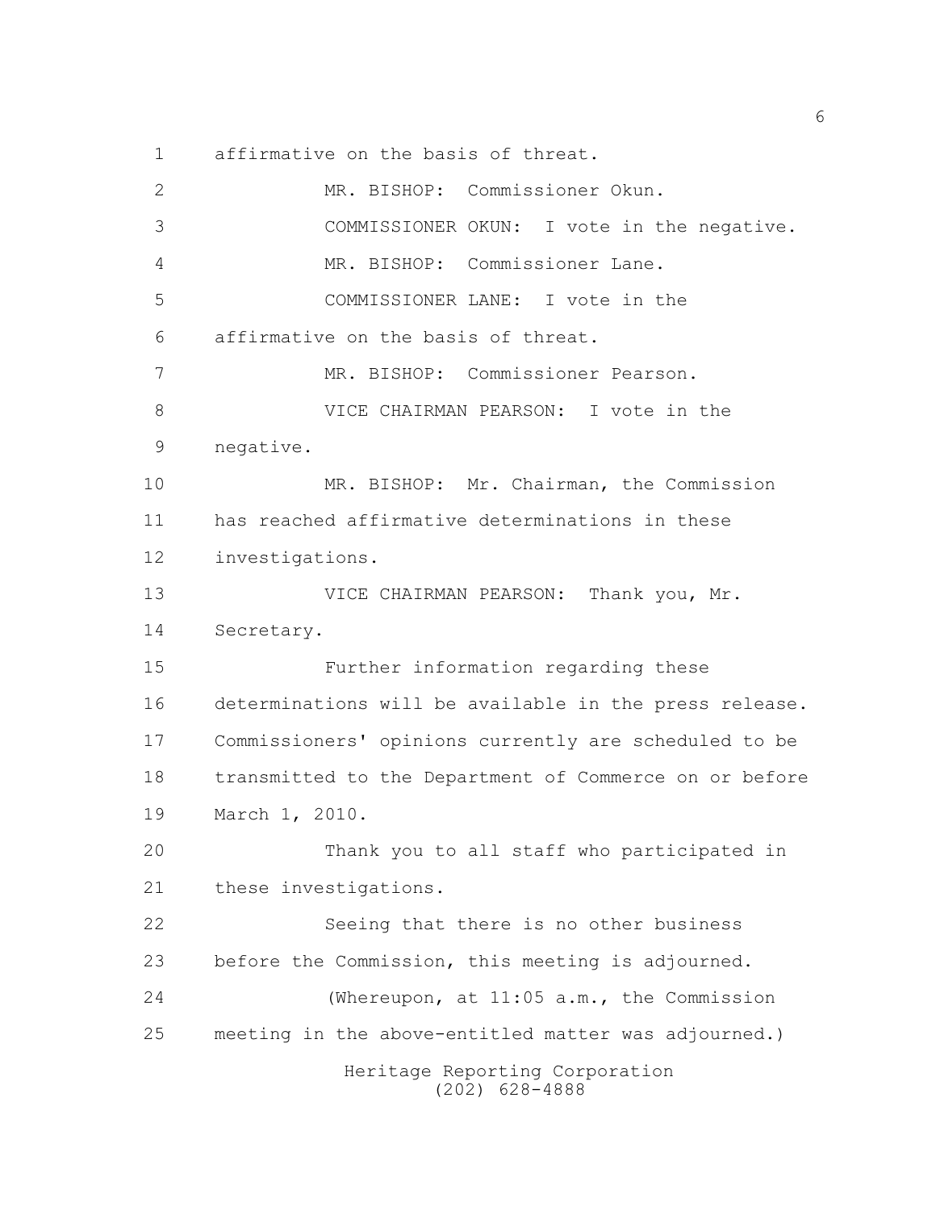affirmative on the basis of threat.

MR. BISHOP: Commissioner Okun.

COMMISSIONER OKUN: I vote in the negative.

MR. BISHOP: Commissioner Lane.

COMMISSIONER LANE: I vote in the affirmative on the basis of threat.

MR. BISHOP: Commissioner Pearson.

VICE CHAIRMAN PEARSON: I vote in the negative.

MR. BISHOP: Mr. Chairman, the Commission has reached affirmative determinations in these investigations.

VICE CHAIRMAN PEARSON: Thank you, Mr. Secretary.

Further information regarding these determinations will be available in the press release. Commissioners' opinions currently are scheduled to be transmitted to the Department of Commerce on or before March 1, 2010.

Thank you to all staff who participated in these investigations.

Seeing that there is no other business before the Commission, this meeting is adjourned.

(Whereupon, at 11:05 a.m., the Commission meeting in the above-entitled matter was adjourned.)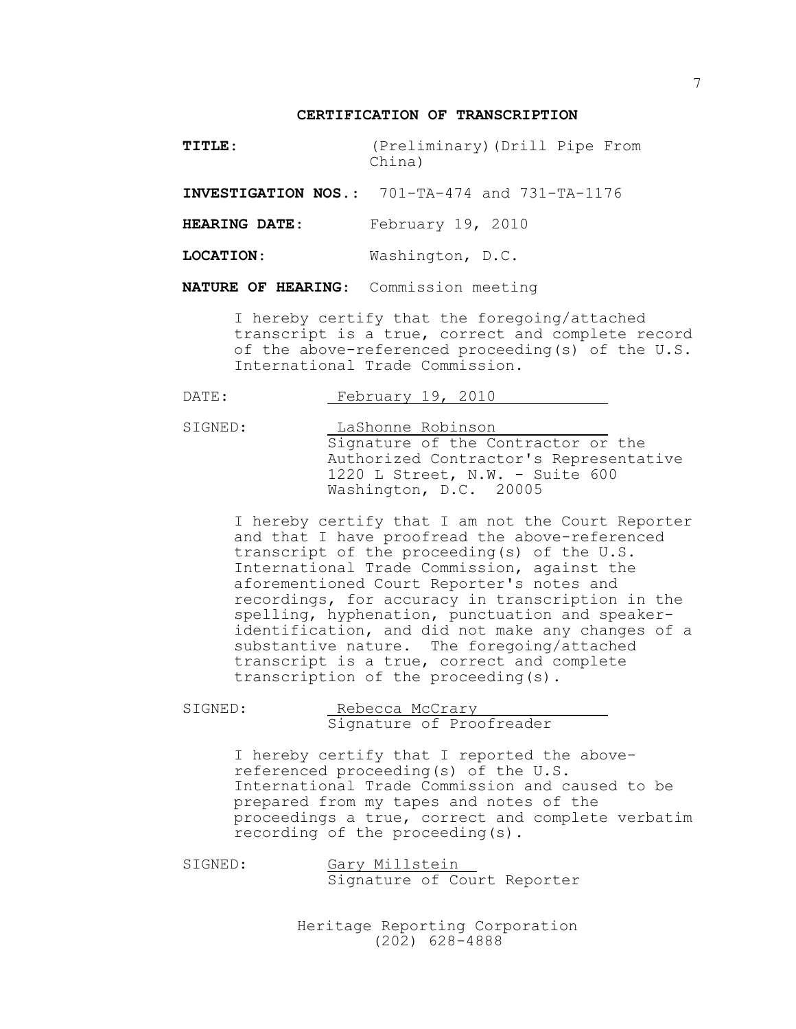## CERTIFICATION OF TRANSCRIPTION

**TITLE**: (Preliminary)(Drill Pipe From China)

**INVESTIGATION NOS.**: 701-TA-474 and 731-TA-1176

**HEARING DATE**: February 19, 2010

**LOCATION**: Washington, D.C.

**NATURE OF HEARING**: Commission meeting

I hereby certify that the foregoing/attached transcript is a true, correct and complete record of the above-referenced proceeding(s) of the U.S. International Trade Commission.

DATE: February 19, 2010

SIGNED: LaShonne Robinson
Signature of the Contractor or the Authorized Contractor's Representative
1220 L Street, N.W. - Suite 600
Washington, D.C. 20005

I hereby certify that I am not the Court Reporter and that I have proofread the above-referenced transcript of the proceeding(s) of the U.S. International Trade Commission, against the aforementioned Court Reporter's notes and recordings, for accuracy in transcription in the spelling, hyphenation, punctuation and speaker-identification, and did not make any changes of a substantive nature. The foregoing/attached transcript is a true, correct and complete transcription of the proceeding(s).

SIGNED: Rebecca McCrary
Signature of Proofreader

I hereby certify that I reported the above-referenced proceeding(s) of the U.S. International Trade Commission and caused to be prepared from my tapes and notes of the proceedings a true, correct and complete verbatim recording of the proceeding(s).

SIGNED: Gary Millstein
Signature of Court Reporter